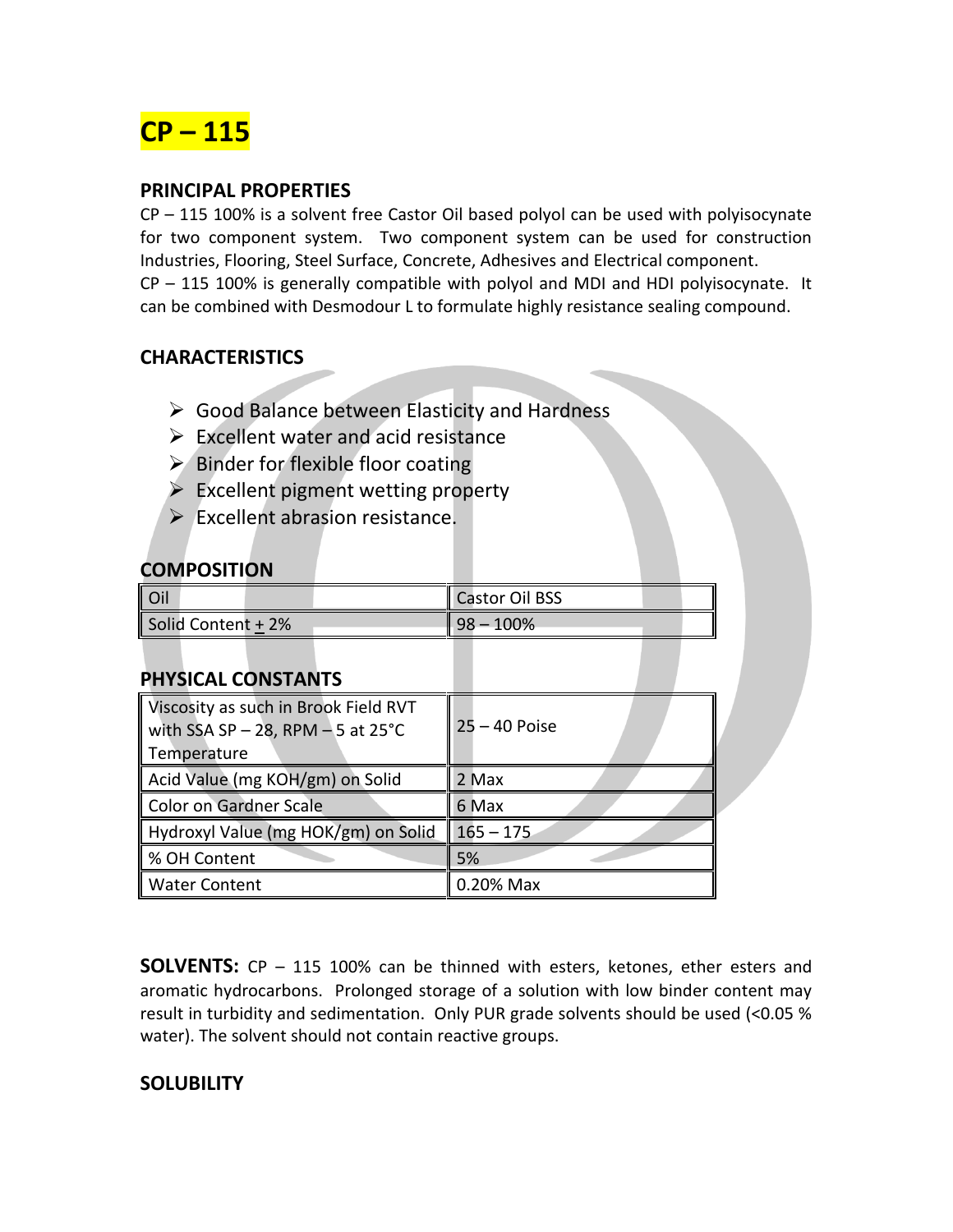# CP – 115

## PRINCIPAL PROPERTIES

CP – 115 100% is a solvent free Castor Oil based polyol can be used with polyisocynate for two component system. Two component system can be used for construction Industries, Flooring, Steel Surface, Concrete, Adhesives and Electrical component.
CP – 115 100% is generally compatible with polyol and MDI and HDI polyisocynate. It can be combined with Desmodour L to formulate highly resistance sealing compound.

## CHARACTERISTICS

- Good Balance between Elasticity and Hardness
- Excellent water and acid resistance
- Binder for flexible floor coating
- Excellent pigment wetting property
- Excellent abrasion resistance.

## COMPOSITION

| | |
|---|---|
| Oil | Castor Oil BSS |
| Solid Content ± 2% | 98 – 100% |

## PHYSICAL CONSTANTS

| | |
|---|---|
| Viscosity as such in Brook Field RVT with SSA SP – 28, RPM – 5 at 25°C Temperature | 25 – 40 Poise |
| Acid Value (mg KOH/gm) on Solid | 2 Max |
| Color on Gardner Scale | 6 Max |
| Hydroxyl Value (mg HOK/gm) on Solid | 165 – 175 |
| % OH Content | 5% |
| Water Content | 0.20% Max |

**SOLVENTS:** CP – 115 100% can be thinned with esters, ketones, ether esters and aromatic hydrocarbons. Prolonged storage of a solution with low binder content may result in turbidity and sedimentation. Only PUR grade solvents should be used (<0.05 % water). The solvent should not contain reactive groups.

## SOLUBILITY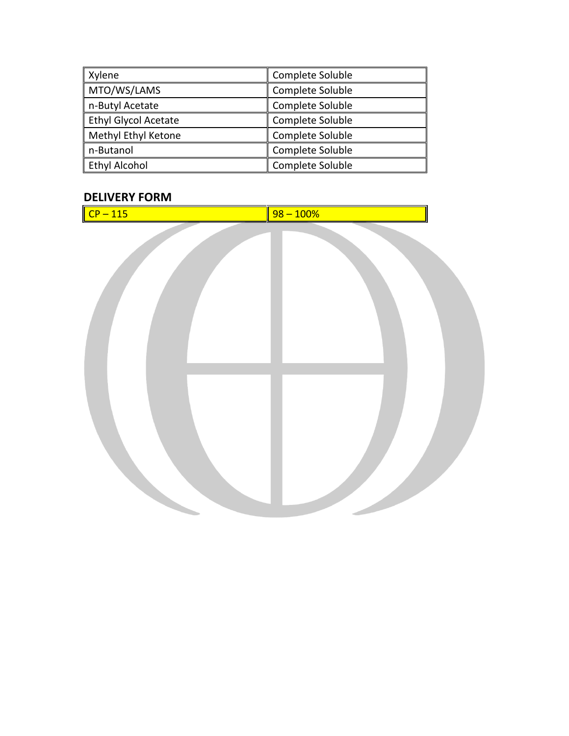| | |
|---|---|
| Xylene | Complete Soluble |
| MTO/WS/LAMS | Complete Soluble |
| n-Butyl Acetate | Complete Soluble |
| Ethyl Glycol Acetate | Complete Soluble |
| Methyl Ethyl Ketone | Complete Soluble |
| n-Butanol | Complete Soluble |
| Ethyl Alcohol | Complete Soluble |

## DELIVERY FORM

| | |
|---|---|
| CP – 115 | 98 – 100% |